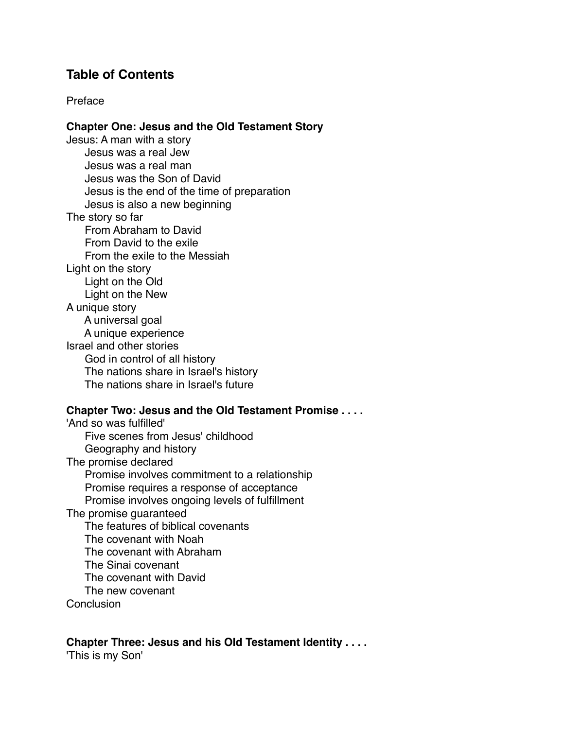## Table of Contents

Preface

**Chapter One: Jesus and the Old Testament Story**

Jesus: A man with a story
- Jesus was a real Jew
- Jesus was a real man
- Jesus was the Son of David
- Jesus is the end of the time of preparation
- Jesus is also a new beginning

The story so far
- From Abraham to David
- From David to the exile
- From the exile to the Messiah

Light on the story
- Light on the Old
- Light on the New

A unique story
- A universal goal
- A unique experience

Israel and other stories
- God in control of all history
- The nations share in Israel's history
- The nations share in Israel's future

**Chapter Two: Jesus and the Old Testament Promise . . . .**

'And so was fulfilled'
- Five scenes from Jesus' childhood
- Geography and history

The promise declared
- Promise involves commitment to a relationship
- Promise requires a response of acceptance
- Promise involves ongoing levels of fulfillment

The promise guaranteed
- The features of biblical covenants
- The covenant with Noah
- The covenant with Abraham
- The Sinai covenant
- The covenant with David
- The new covenant

Conclusion

**Chapter Three: Jesus and his Old Testament Identity . . . .**

'This is my Son'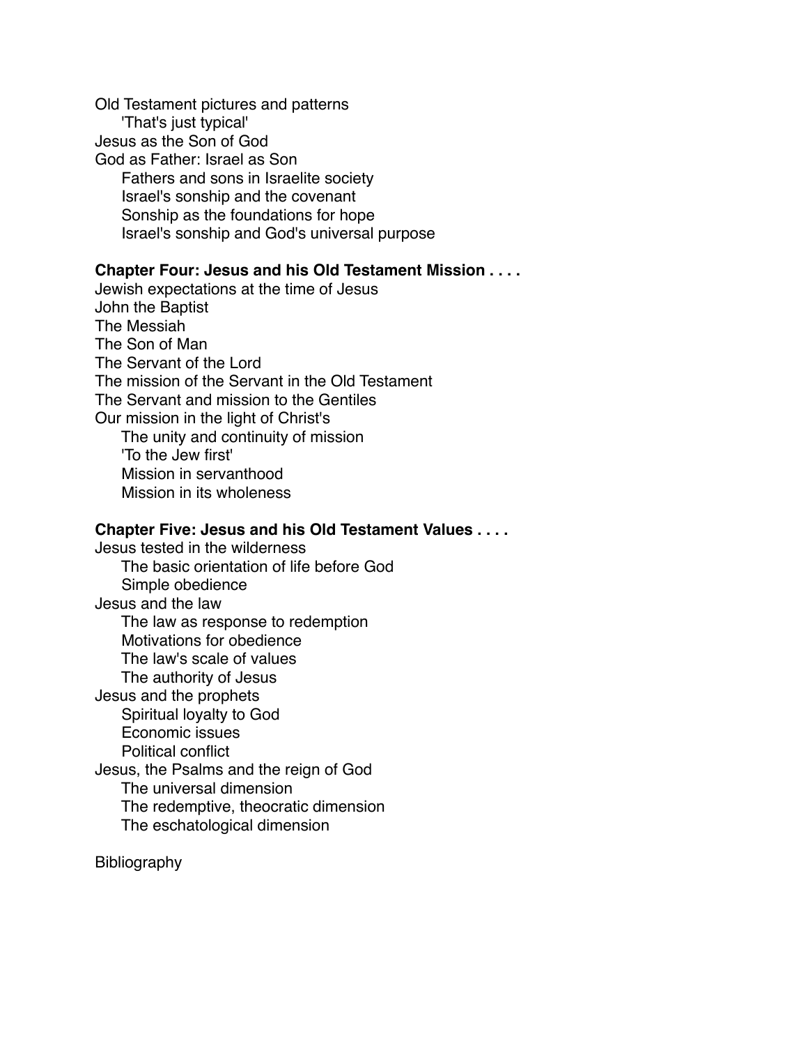Old Testament pictures and patterns

- 'That's just typical'

Jesus as the Son of God

God as Father: Israel as Son

- Fathers and sons in Israelite society
- Israel's sonship and the covenant
- Sonship as the foundations for hope
- Israel's sonship and God's universal purpose

**Chapter Four: Jesus and his Old Testament Mission . . . .**

Jewish expectations at the time of Jesus

John the Baptist

The Messiah

The Son of Man

The Servant of the Lord

The mission of the Servant in the Old Testament

The Servant and mission to the Gentiles

Our mission in the light of Christ's

- The unity and continuity of mission
- 'To the Jew first'
- Mission in servanthood
- Mission in its wholeness

**Chapter Five: Jesus and his Old Testament Values . . . .**

Jesus tested in the wilderness

- The basic orientation of life before God
- Simple obedience

Jesus and the law

- The law as response to redemption
- Motivations for obedience
- The law's scale of values
- The authority of Jesus

Jesus and the prophets

- Spiritual loyalty to God
- Economic issues
- Political conflict

Jesus, the Psalms and the reign of God

- The universal dimension
- The redemptive, theocratic dimension
- The eschatological dimension

Bibliography